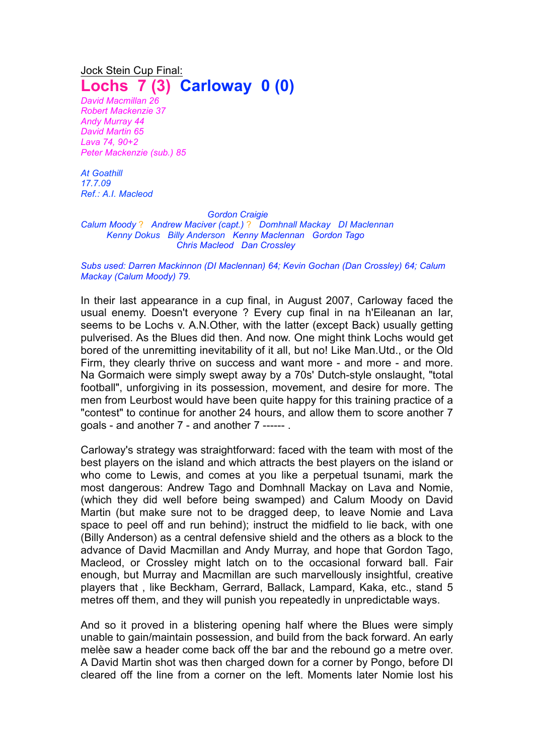Jock Stein Cup Final:

# Lochs 7 (3) Carloway 0 (0)

*David Macmillan 26*
*Robert Mackenzie 37*
*Andy Murray 44*
*David Martin 65*
*Lava 74, 90+2*
*Peter Mackenzie (sub.) 85*

*At Goathill*
*17.7.09*
*Ref.: A.I. Macleod*

*Gordon Craigie*
*Calum Moody ? Andrew Maciver (capt.) ? Domhnall Mackay DI Maclennan*
*Kenny Dokus Billy Anderson Kenny Maclennan Gordon Tago*
*Chris Macleod Dan Crossley*

*Subs used: Darren Mackinnon (DI Maclennan) 64; Kevin Gochan (Dan Crossley) 64; Calum Mackay (Calum Moody) 79.*

In their last appearance in a cup final, in August 2007, Carloway faced the usual enemy. Doesn't everyone ? Every cup final in na h'Eileanan an Iar, seems to be Lochs v. A.N.Other, with the latter (except Back) usually getting pulverised. As the Blues did then. And now. One might think Lochs would get bored of the unremitting inevitability of it all, but no! Like Man.Utd., or the Old Firm, they clearly thrive on success and want more - and more - and more. Na Gormaich were simply swept away by a 70s' Dutch-style onslaught, "total football", unforgiving in its possession, movement, and desire for more. The men from Leurbost would have been quite happy for this training practice of a "contest" to continue for another 24 hours, and allow them to score another 7 goals - and another 7 - and another 7 ------ .

Carloway's strategy was straightforward: faced with the team with most of the best players on the island and which attracts the best players on the island or who come to Lewis, and comes at you like a perpetual tsunami, mark the most dangerous: Andrew Tago and Domhnall Mackay on Lava and Nomie, (which they did well before being swamped) and Calum Moody on David Martin (but make sure not to be dragged deep, to leave Nomie and Lava space to peel off and run behind); instruct the midfield to lie back, with one (Billy Anderson) as a central defensive shield and the others as a block to the advance of David Macmillan and Andy Murray, and hope that Gordon Tago, Macleod, or Crossley might latch on to the occasional forward ball. Fair enough, but Murray and Macmillan are such marvellously insightful, creative players that , like Beckham, Gerrard, Ballack, Lampard, Kaka, etc., stand 5 metres off them, and they will punish you repeatedly in unpredictable ways.

And so it proved in a blistering opening half where the Blues were simply unable to gain/maintain possession, and build from the back forward. An early melèe saw a header come back off the bar and the rebound go a metre over. A David Martin shot was then charged down for a corner by Pongo, before DI cleared off the line from a corner on the left. Moments later Nomie lost his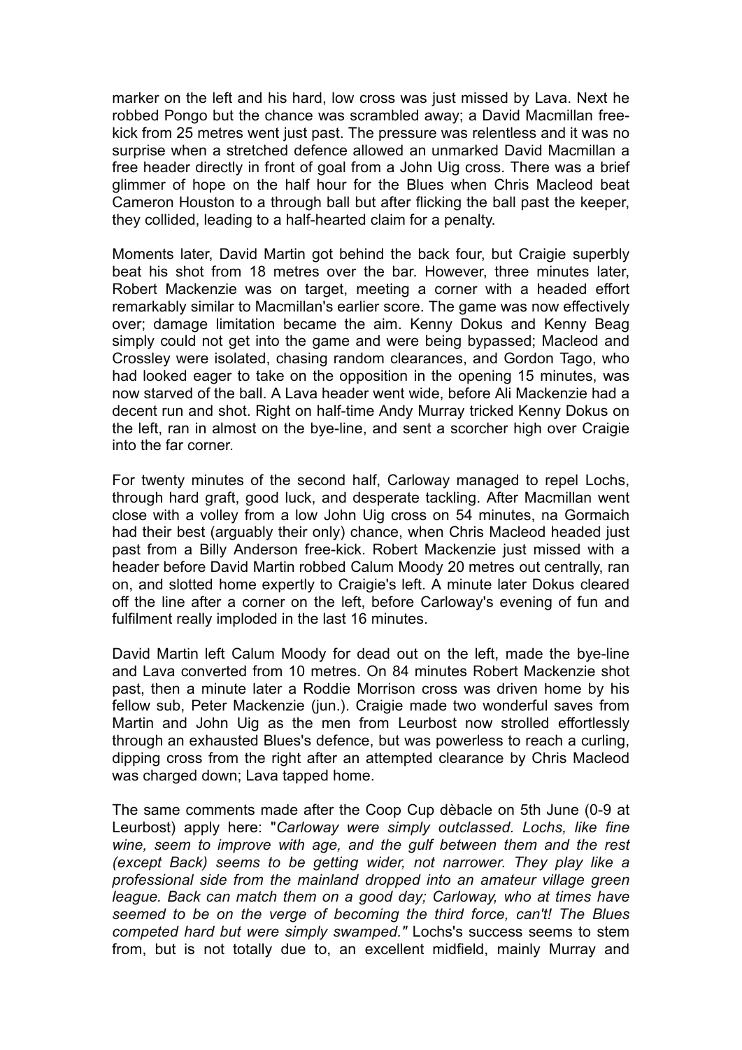marker on the left and his hard, low cross was just missed by Lava. Next he robbed Pongo but the chance was scrambled away; a David Macmillan free-kick from 25 metres went just past. The pressure was relentless and it was no surprise when a stretched defence allowed an unmarked David Macmillan a free header directly in front of goal from a John Uig cross. There was a brief glimmer of hope on the half hour for the Blues when Chris Macleod beat Cameron Houston to a through ball but after flicking the ball past the keeper, they collided, leading to a half-hearted claim for a penalty.

Moments later, David Martin got behind the back four, but Craigie superbly beat his shot from 18 metres over the bar. However, three minutes later, Robert Mackenzie was on target, meeting a corner with a headed effort remarkably similar to Macmillan's earlier score. The game was now effectively over; damage limitation became the aim. Kenny Dokus and Kenny Beag simply could not get into the game and were being bypassed; Macleod and Crossley were isolated, chasing random clearances, and Gordon Tago, who had looked eager to take on the opposition in the opening 15 minutes, was now starved of the ball. A Lava header went wide, before Ali Mackenzie had a decent run and shot. Right on half-time Andy Murray tricked Kenny Dokus on the left, ran in almost on the bye-line, and sent a scorcher high over Craigie into the far corner.

For twenty minutes of the second half, Carloway managed to repel Lochs, through hard graft, good luck, and desperate tackling. After Macmillan went close with a volley from a low John Uig cross on 54 minutes, na Gormaich had their best (arguably their only) chance, when Chris Macleod headed just past from a Billy Anderson free-kick. Robert Mackenzie just missed with a header before David Martin robbed Calum Moody 20 metres out centrally, ran on, and slotted home expertly to Craigie's left. A minute later Dokus cleared off the line after a corner on the left, before Carloway's evening of fun and fulfilment really imploded in the last 16 minutes.

David Martin left Calum Moody for dead out on the left, made the bye-line and Lava converted from 10 metres. On 84 minutes Robert Mackenzie shot past, then a minute later a Roddie Morrison cross was driven home by his fellow sub, Peter Mackenzie (jun.). Craigie made two wonderful saves from Martin and John Uig as the men from Leurbost now strolled effortlessly through an exhausted Blues's defence, but was powerless to reach a curling, dipping cross from the right after an attempted clearance by Chris Macleod was charged down; Lava tapped home.

The same comments made after the Coop Cup dèbacle on 5th June (0-9 at Leurbost) apply here: "*Carloway were simply outclassed. Lochs, like fine wine, seem to improve with age, and the gulf between them and the rest (except Back) seems to be getting wider, not narrower. They play like a professional side from the mainland dropped into an amateur village green league. Back can match them on a good day; Carloway, who at times have seemed to be on the verge of becoming the third force, can't! The Blues competed hard but were simply swamped."* Lochs's success seems to stem from, but is not totally due to, an excellent midfield, mainly Murray and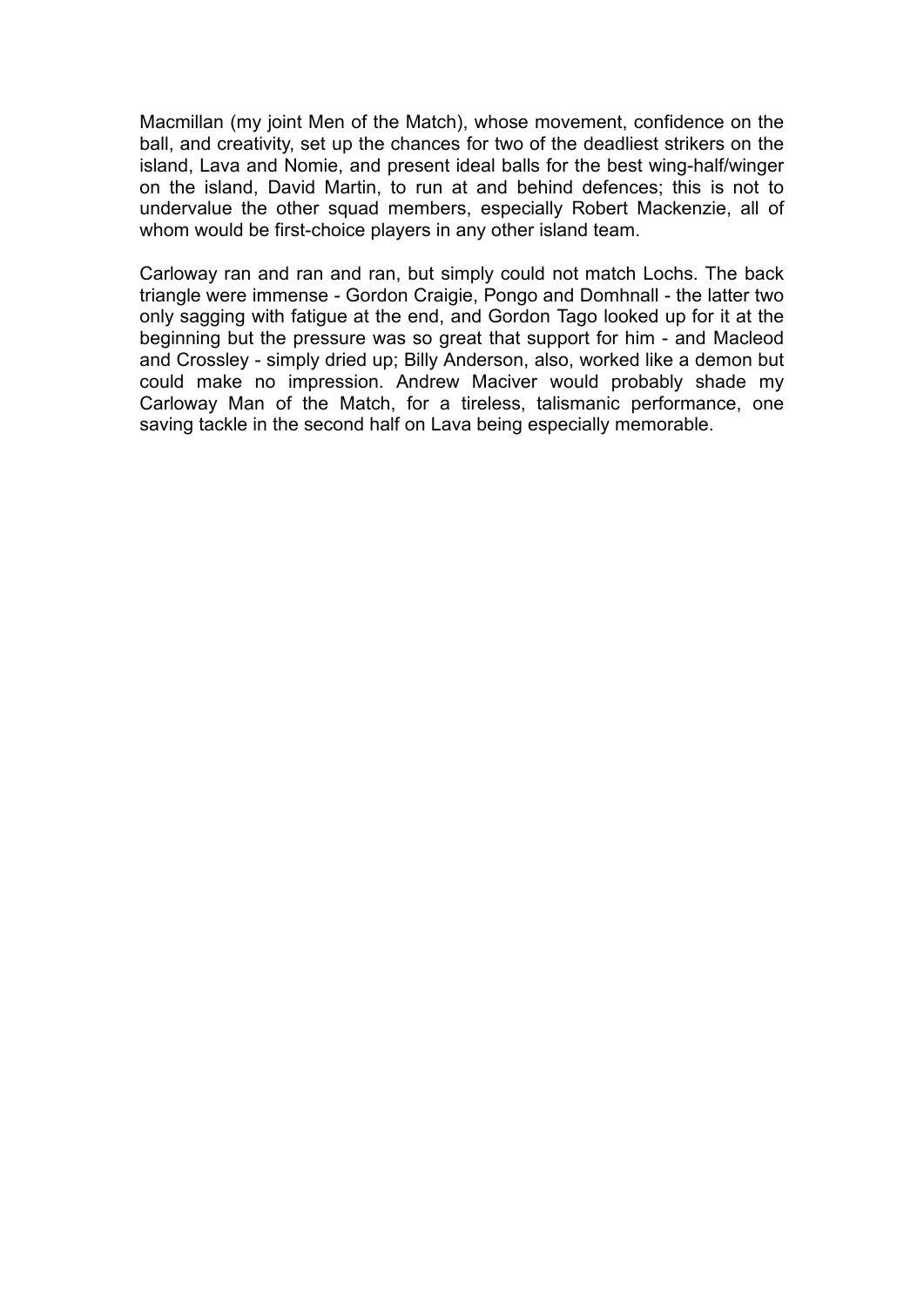Macmillan (my joint Men of the Match), whose movement, confidence on the ball, and creativity, set up the chances for two of the deadliest strikers on the island, Lava and Nomie, and present ideal balls for the best wing-half/winger on the island, David Martin, to run at and behind defences; this is not to undervalue the other squad members, especially Robert Mackenzie, all of whom would be first-choice players in any other island team.

Carloway ran and ran and ran, but simply could not match Lochs. The back triangle were immense - Gordon Craigie, Pongo and Domhnall - the latter two only sagging with fatigue at the end, and Gordon Tago looked up for it at the beginning but the pressure was so great that support for him - and Macleod and Crossley - simply dried up; Billy Anderson, also, worked like a demon but could make no impression. Andrew Maciver would probably shade my Carloway Man of the Match, for a tireless, talismanic performance, one saving tackle in the second half on Lava being especially memorable.